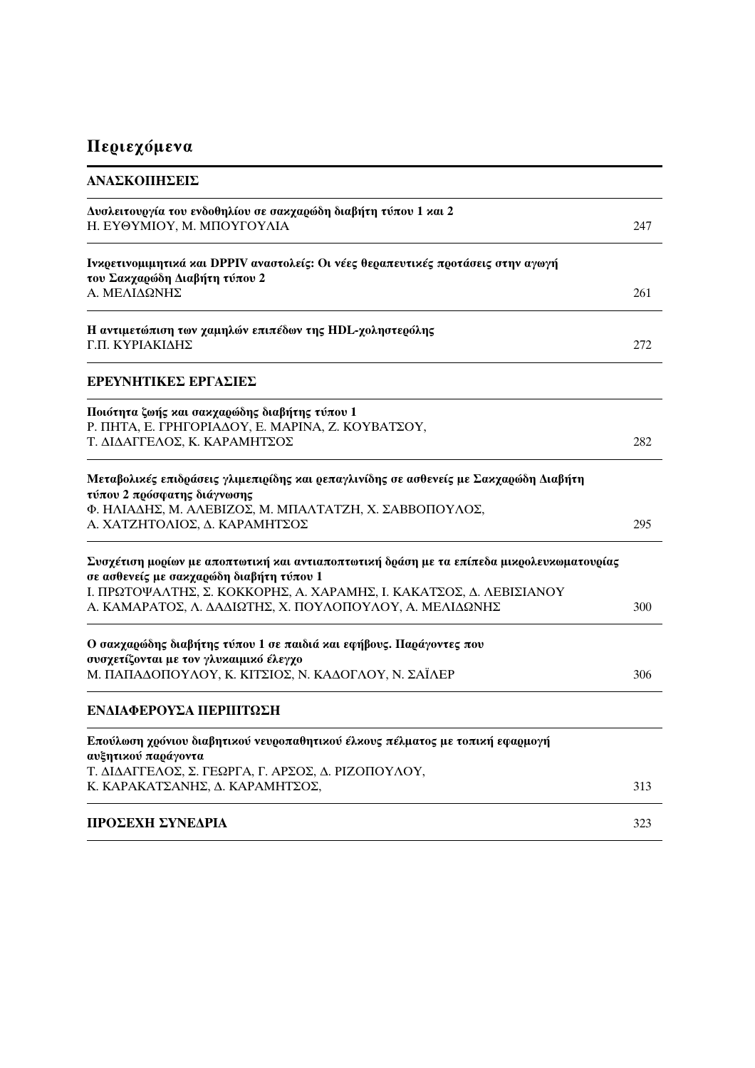# Περιεχόμενα

## ΑΝΑΣΚΟΠΗΣΕΙΣ

**Δυσλειτουργία του ενδοθηλίου σε σακχαρώδη διαβήτη τύπου 1 και 2**
Η. ΕΥΘΥΜΙΟΥ, Μ. ΜΠΟΥΓΟΥΛΙΑ — 247

**Ινκρετινομιμητικά και DPPIV αναστολείς: Οι νέες θεραπευτικές προτάσεις στην αγωγή του Σακχαρώδη Διαβήτη τύπου 2**
Α. ΜΕΛΙΔΩΝΗΣ — 261

**Η αντιμετώπιση των χαμηλών επιπέδων της HDL-χοληστερόλης**
Γ.Π. ΚΥΡΙΑΚΙΔΗΣ — 272

## ΕΡΕΥΝΗΤΙΚΕΣ ΕΡΓΑΣΙΕΣ

**Ποιότητα ζωής και σακχαρώδης διαβήτης τύπου 1**
Ρ. ΠΗΤΑ, Ε. ΓΡΗΓΟΡΙΑΔΟΥ, Ε. ΜΑΡΙΝΑ, Ζ. ΚΟΥΒΑΤΣΟΥ, Τ. ΔΙΔΑΓΓΕΛΟΣ, Κ. ΚΑΡΑΜΗΤΣΟΣ — 282

**Μεταβολικές επιδράσεις γλιμεπιρίδης και ρεπαγλινίδης σε ασθενείς με Σακχαρώδη Διαβήτη τύπου 2 πρόσφατης διάγνωσης**
Φ. ΗΛΙΑΔΗΣ, Μ. ΑΛΕΒΙΖΟΣ, Μ. ΜΠΑΛΤΑΤΖΗ, Χ. ΣΑΒΒΟΠΟΥΛΟΣ, Α. ΧΑΤΖΗΤΟΛΙΟΣ, Δ. ΚΑΡΑΜΗΤΣΟΣ — 295

**Συσχέτιση μορίων με αποπτωτική και αντιαποπτωτική δράση με τα επίπεδα μικρολευκωματουρίας σε ασθενείς με σακχαρώδη διαβήτη τύπου 1**
Ι. ΠΡΩΤΟΨΑΛΤΗΣ, Σ. ΚΟΚΚΟΡΗΣ, Α. ΧΑΡΑΜΗΣ, Ι. ΚΑΚΑΤΣΟΣ, Δ. ΛΕΒΙΣΙΑΝΟΥ Α. ΚΑΜΑΡΑΤΟΣ, Λ. ΔΑΔΙΩΤΗΣ, Χ. ΠΟΥΛΟΠΟΥΛΟΥ, Α. ΜΕΛΙΔΩΝΗΣ — 300

**Ο σακχαρώδης διαβήτης τύπου 1 σε παιδιά και εφήβους. Παράγοντες που συσχετίζονται με τον γλυκαιμικό έλεγχο**
Μ. ΠΑΠΑΔΟΠΟΥΛΟΥ, Κ. ΚΙΤΣΙΟΣ, Ν. ΚΑΔΟΓΛΟΥ, Ν. ΣΑΪΛΕΡ — 306

## ΕΝΔΙΑΦΕΡΟΥΣΑ ΠΕΡΙΠΤΩΣΗ

**Επούλωση χρόνιου διαβητικού νευροπαθητικού έλκους πέλματος με τοπική εφαρμογή αυξητικού παράγοντα**
Τ. ΔΙΔΑΓΓΕΛΟΣ, Σ. ΓΕΩΡΓΑ, Γ. ΑΡΣΟΣ, Δ. ΡΙΖΟΠΟΥΛΟΥ, Κ. ΚΑΡΑΚΑΤΣΑΝΗΣ, Δ. ΚΑΡΑΜΗΤΣΟΣ, — 313

## ΠΡΟΣΕΧΗ ΣΥΝΕΔΡΙΑ — 323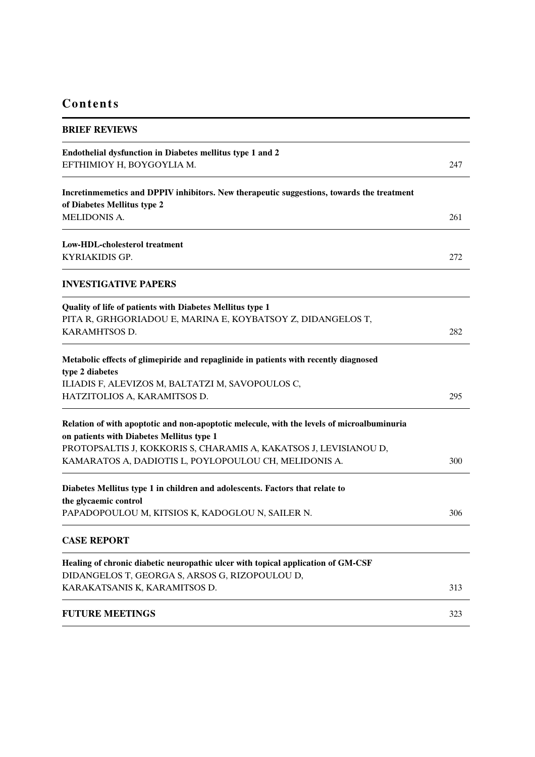# Contents

## BRIEF REVIEWS

**Endothelial dysfunction in Diabetes mellitus type 1 and 2**
EFTHIMIOY H, BOYGOYLIA M. 247

**Incretinmemetics and DPPIV inhibitors. New therapeutic suggestions, towards the treatment of Diabetes Mellitus type 2**
MELIDONIS A. 261

**Low-HDL-cholesterol treatment**
KYRIAKIDIS GP. 272

## INVESTIGATIVE PAPERS

**Quality of life of patients with Diabetes Mellitus type 1**
PITA R, GRHGORIADOU E, MARINA E, KOYBATSOY Z, DIDANGELOS T, KARAMHTSOS D. 282

**Metabolic effects of glimepiride and repaglinide in patients with recently diagnosed type 2 diabetes**
ILIADIS F, ALEVIZOS M, BALTATZI M, SAVOPOULOS C, HATZITOLIOS A, KARAMITSOS D. 295

**Relation of with apoptotic and non-apoptotic melecule, with the levels of microalbuminuria on patients with Diabetes Mellitus type 1**
PROTOPSALTIS J, KOKKORIS S, CHARAMIS A, KAKATSOS J, LEVISIANOU D, KAMARATOS A, DADIOTIS L, POYLOPOULOU CH, MELIDONIS A. 300

**Diabetes Mellitus type 1 in children and adolescents. Factors that relate to the glycaemic control**
PAPADOPOULOU M, KITSIOS K, KADOGLOU N, SAILER N. 306

## CASE REPORT

**Healing of chronic diabetic neuropathic ulcer with topical application of GM-CSF**
DIDANGELOS T, GEORGA S, ARSOS G, RIZOPOULOU D, KARAKATSANIS K, KARAMITSOS D. 313

## FUTURE MEETINGS 323